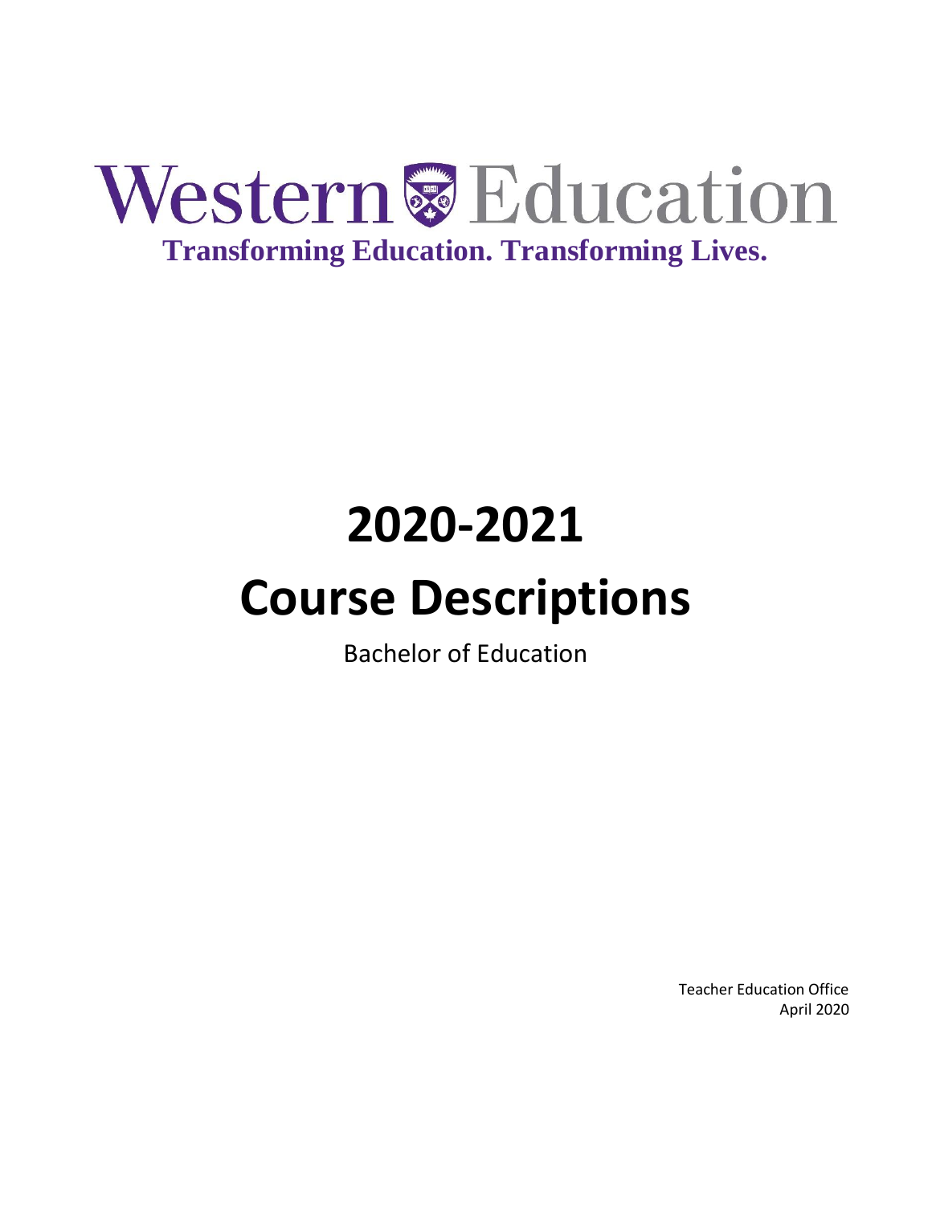Western Education

**Transforming Education. Transforming Lives.**

# 2020-2021

# Course Descriptions

Bachelor of Education

Teacher Education Office
April 2020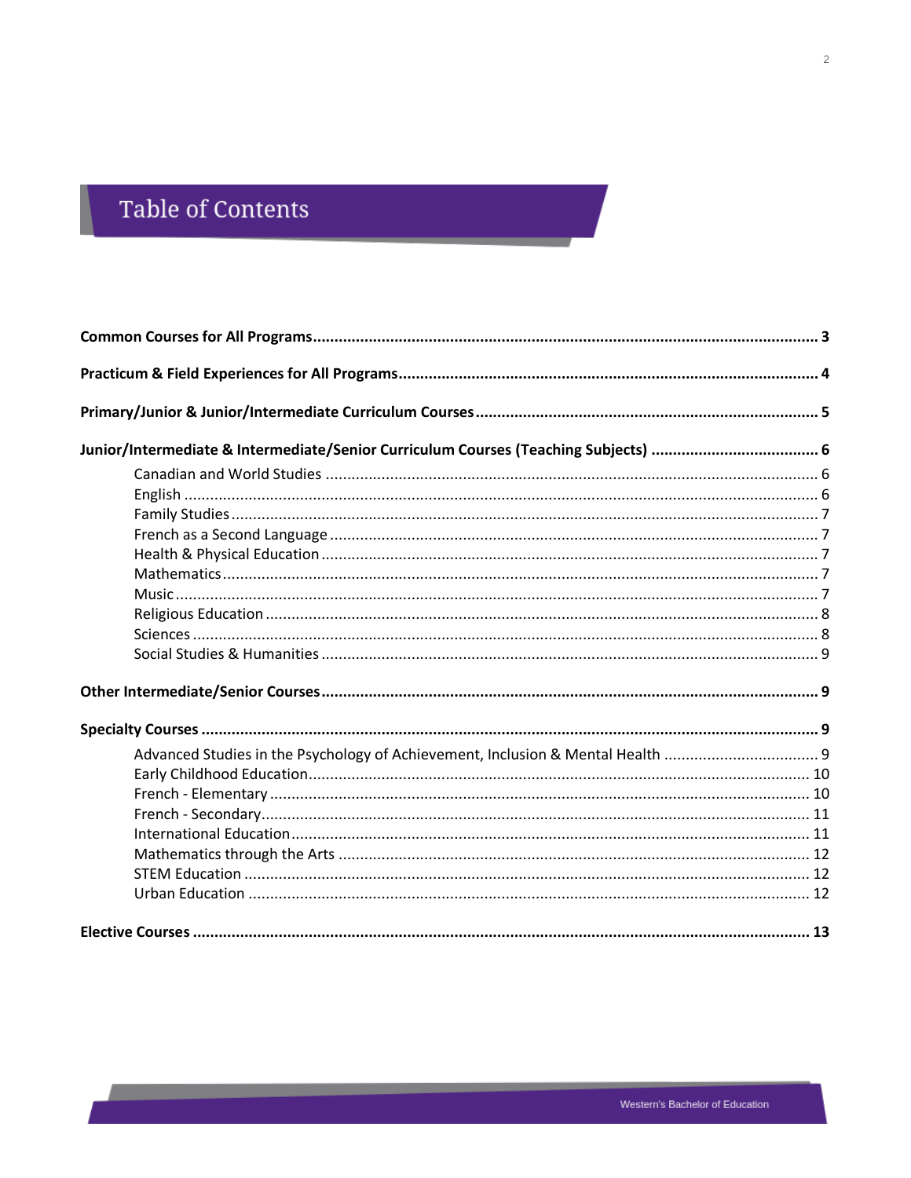# Table of Contents

**Common Courses for All Programs** ..... 3

**Practicum & Field Experiences for All Programs** ..... 4

**Primary/Junior & Junior/Intermediate Curriculum Courses** ..... 5

**Junior/Intermediate & Intermediate/Senior Curriculum Courses (Teaching Subjects)** ..... 6

- Canadian and World Studies ..... 6
- English ..... 6
- Family Studies ..... 7
- French as a Second Language ..... 7
- Health & Physical Education ..... 7
- Mathematics ..... 7
- Music ..... 7
- Religious Education ..... 8
- Sciences ..... 8
- Social Studies & Humanities ..... 9

**Other Intermediate/Senior Courses** ..... 9

**Specialty Courses** ..... 9

- Advanced Studies in the Psychology of Achievement, Inclusion & Mental Health ..... 9
- Early Childhood Education ..... 10
- French - Elementary ..... 10
- French - Secondary ..... 11
- International Education ..... 11
- Mathematics through the Arts ..... 12
- STEM Education ..... 12
- Urban Education ..... 12

**Elective Courses** ..... 13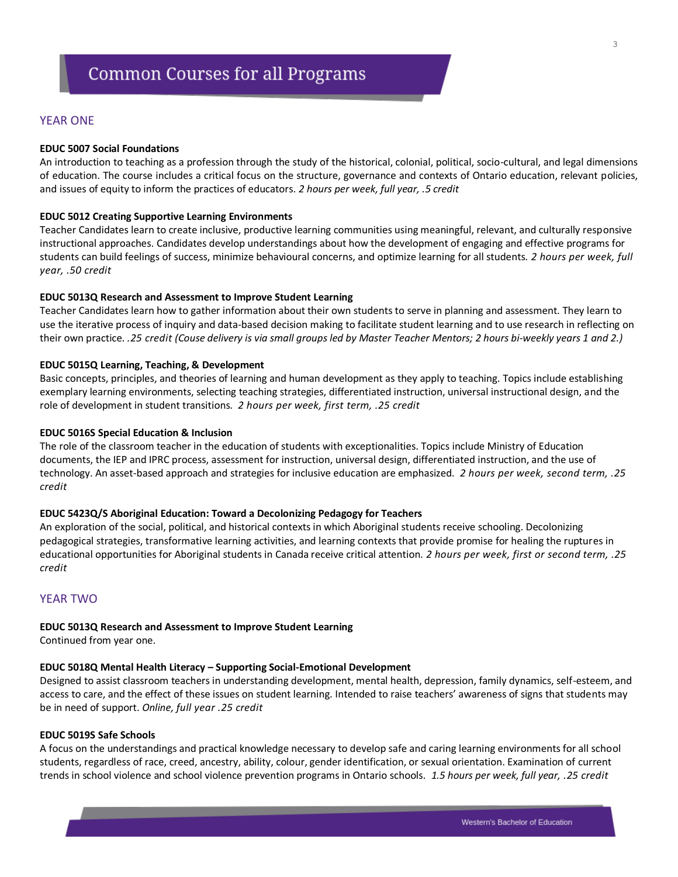# Common Courses for all Programs

## YEAR ONE

**EDUC 5007 Social Foundations**
An introduction to teaching as a profession through the study of the historical, colonial, political, socio-cultural, and legal dimensions of education. The course includes a critical focus on the structure, governance and contexts of Ontario education, relevant policies, and issues of equity to inform the practices of educators. *2 hours per week, full year, .5 credit*

**EDUC 5012 Creating Supportive Learning Environments**
Teacher Candidates learn to create inclusive, productive learning communities using meaningful, relevant, and culturally responsive instructional approaches. Candidates develop understandings about how the development of engaging and effective programs for students can build feelings of success, minimize behavioural concerns, and optimize learning for all students. *2 hours per week, full year, .50 credit*

**EDUC 5013Q Research and Assessment to Improve Student Learning**
Teacher Candidates learn how to gather information about their own students to serve in planning and assessment. They learn to use the iterative process of inquiry and data-based decision making to facilitate student learning and to use research in reflecting on their own practice. *.25 credit (Couse delivery is via small groups led by Master Teacher Mentors; 2 hours bi-weekly years 1 and 2.)*

**EDUC 5015Q Learning, Teaching, & Development**
Basic concepts, principles, and theories of learning and human development as they apply to teaching. Topics include establishing exemplary learning environments, selecting teaching strategies, differentiated instruction, universal instructional design, and the role of development in student transitions. *2 hours per week, first term, .25 credit*

**EDUC 5016S Special Education & Inclusion**
The role of the classroom teacher in the education of students with exceptionalities. Topics include Ministry of Education documents, the IEP and IPRC process, assessment for instruction, universal design, differentiated instruction, and the use of technology. An asset-based approach and strategies for inclusive education are emphasized. *2 hours per week, second term, .25 credit*

**EDUC 5423Q/S Aboriginal Education: Toward a Decolonizing Pedagogy for Teachers**
An exploration of the social, political, and historical contexts in which Aboriginal students receive schooling. Decolonizing pedagogical strategies, transformative learning activities, and learning contexts that provide promise for healing the ruptures in educational opportunities for Aboriginal students in Canada receive critical attention. *2 hours per week, first or second term, .25 credit*

## YEAR TWO

**EDUC 5013Q Research and Assessment to Improve Student Learning**
Continued from year one.

**EDUC 5018Q Mental Health Literacy – Supporting Social-Emotional Development**
Designed to assist classroom teachers in understanding development, mental health, depression, family dynamics, self-esteem, and access to care, and the effect of these issues on student learning. Intended to raise teachers' awareness of signs that students may be in need of support. *Online, full year .25 credit*

**EDUC 5019S Safe Schools**
A focus on the understandings and practical knowledge necessary to develop safe and caring learning environments for all school students, regardless of race, creed, ancestry, ability, colour, gender identification, or sexual orientation. Examination of current trends in school violence and school violence prevention programs in Ontario schools. *1.5 hours per week, full year, .25 credit*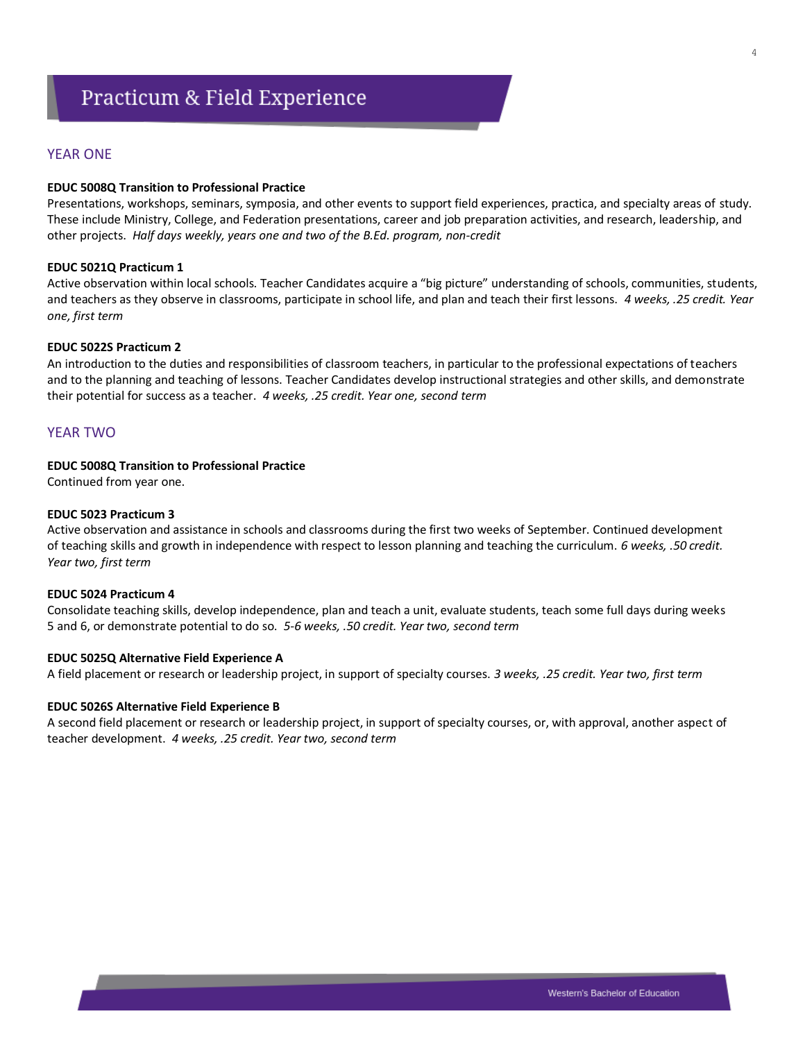# Practicum & Field Experience

## YEAR ONE

**EDUC 5008Q Transition to Professional Practice**
Presentations, workshops, seminars, symposia, and other events to support field experiences, practica, and specialty areas of study. These include Ministry, College, and Federation presentations, career and job preparation activities, and research, leadership, and other projects. *Half days weekly, years one and two of the B.Ed. program, non-credit*

**EDUC 5021Q Practicum 1**
Active observation within local schools. Teacher Candidates acquire a "big picture" understanding of schools, communities, students, and teachers as they observe in classrooms, participate in school life, and plan and teach their first lessons. *4 weeks, .25 credit. Year one, first term*

**EDUC 5022S Practicum 2**
An introduction to the duties and responsibilities of classroom teachers, in particular to the professional expectations of teachers and to the planning and teaching of lessons. Teacher Candidates develop instructional strategies and other skills, and demonstrate their potential for success as a teacher. *4 weeks, .25 credit. Year one, second term*

## YEAR TWO

**EDUC 5008Q Transition to Professional Practice**
Continued from year one.

**EDUC 5023 Practicum 3**
Active observation and assistance in schools and classrooms during the first two weeks of September. Continued development of teaching skills and growth in independence with respect to lesson planning and teaching the curriculum. *6 weeks, .50 credit. Year two, first term*

**EDUC 5024 Practicum 4**
Consolidate teaching skills, develop independence, plan and teach a unit, evaluate students, teach some full days during weeks 5 and 6, or demonstrate potential to do so. *5-6 weeks, .50 credit. Year two, second term*

**EDUC 5025Q Alternative Field Experience A**
A field placement or research or leadership project, in support of specialty courses. *3 weeks, .25 credit. Year two, first term*

**EDUC 5026S Alternative Field Experience B**
A second field placement or research or leadership project, in support of specialty courses, or, with approval, another aspect of teacher development. *4 weeks, .25 credit. Year two, second term*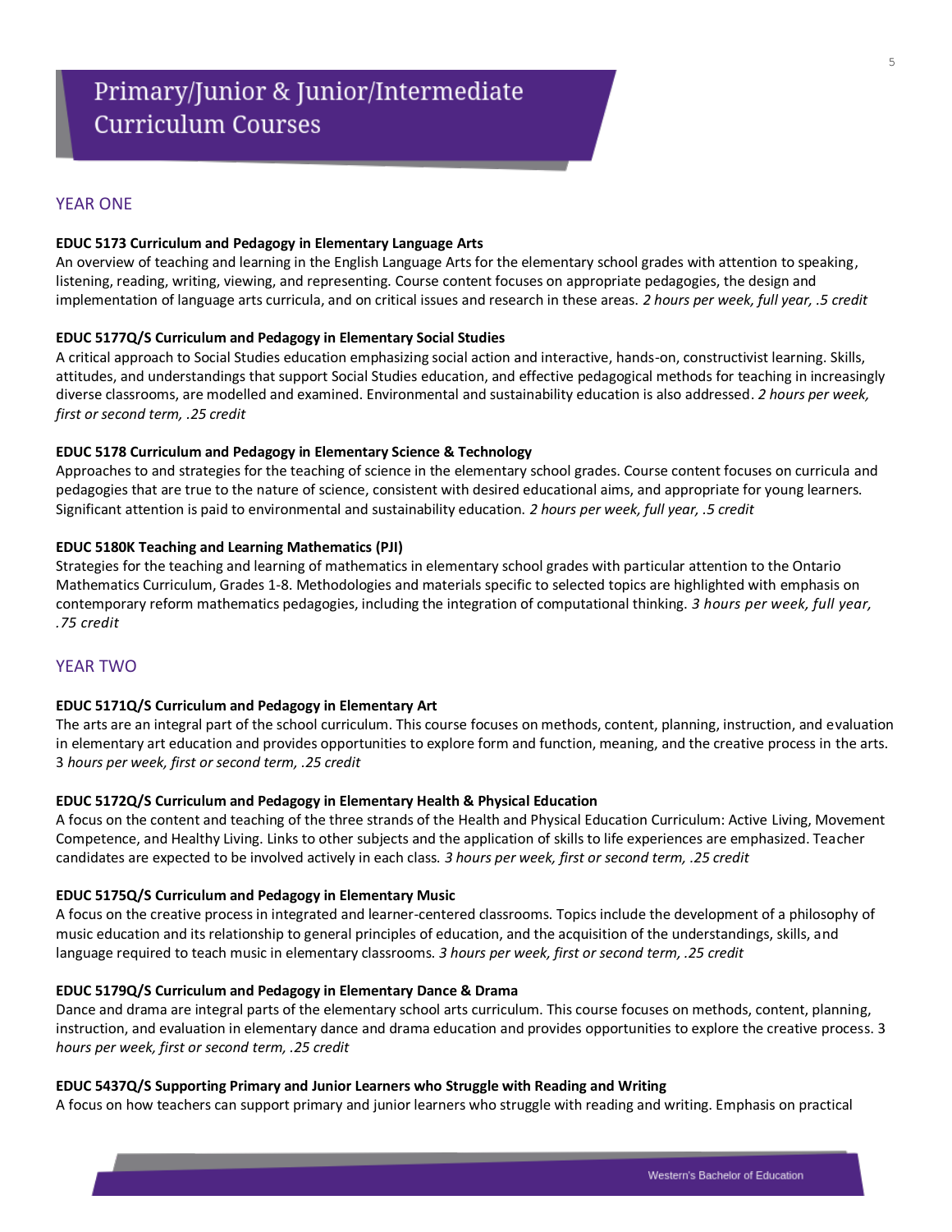# Primary/Junior & Junior/Intermediate Curriculum Courses

## YEAR ONE

**EDUC 5173 Curriculum and Pedagogy in Elementary Language Arts**
An overview of teaching and learning in the English Language Arts for the elementary school grades with attention to speaking, listening, reading, writing, viewing, and representing. Course content focuses on appropriate pedagogies, the design and implementation of language arts curricula, and on critical issues and research in these areas. *2 hours per week, full year, .5 credit*

**EDUC 5177Q/S Curriculum and Pedagogy in Elementary Social Studies**
A critical approach to Social Studies education emphasizing social action and interactive, hands-on, constructivist learning. Skills, attitudes, and understandings that support Social Studies education, and effective pedagogical methods for teaching in increasingly diverse classrooms, are modelled and examined. Environmental and sustainability education is also addressed. *2 hours per week, first or second term, .25 credit*

**EDUC 5178 Curriculum and Pedagogy in Elementary Science & Technology**
Approaches to and strategies for the teaching of science in the elementary school grades. Course content focuses on curricula and pedagogies that are true to the nature of science, consistent with desired educational aims, and appropriate for young learners. Significant attention is paid to environmental and sustainability education. *2 hours per week, full year, .5 credit*

**EDUC 5180K Teaching and Learning Mathematics (PJI)**
Strategies for the teaching and learning of mathematics in elementary school grades with particular attention to the Ontario Mathematics Curriculum, Grades 1-8. Methodologies and materials specific to selected topics are highlighted with emphasis on contemporary reform mathematics pedagogies, including the integration of computational thinking. *3 hours per week, full year, .75 credit*

## YEAR TWO

**EDUC 5171Q/S Curriculum and Pedagogy in Elementary Art**
The arts are an integral part of the school curriculum. This course focuses on methods, content, planning, instruction, and evaluation in elementary art education and provides opportunities to explore form and function, meaning, and the creative process in the arts. 3 *hours per week, first or second term, .25 credit*

**EDUC 5172Q/S Curriculum and Pedagogy in Elementary Health & Physical Education**
A focus on the content and teaching of the three strands of the Health and Physical Education Curriculum: Active Living, Movement Competence, and Healthy Living. Links to other subjects and the application of skills to life experiences are emphasized. Teacher candidates are expected to be involved actively in each class. *3 hours per week, first or second term, .25 credit*

**EDUC 5175Q/S Curriculum and Pedagogy in Elementary Music**
A focus on the creative process in integrated and learner-centered classrooms. Topics include the development of a philosophy of music education and its relationship to general principles of education, and the acquisition of the understandings, skills, and language required to teach music in elementary classrooms. *3 hours per week, first or second term, .25 credit*

**EDUC 5179Q/S Curriculum and Pedagogy in Elementary Dance & Drama**
Dance and drama are integral parts of the elementary school arts curriculum. This course focuses on methods, content, planning, instruction, and evaluation in elementary dance and drama education and provides opportunities to explore the creative process. 3 *hours per week, first or second term, .25 credit*

**EDUC 5437Q/S Supporting Primary and Junior Learners who Struggle with Reading and Writing**
A focus on how teachers can support primary and junior learners who struggle with reading and writing. Emphasis on practical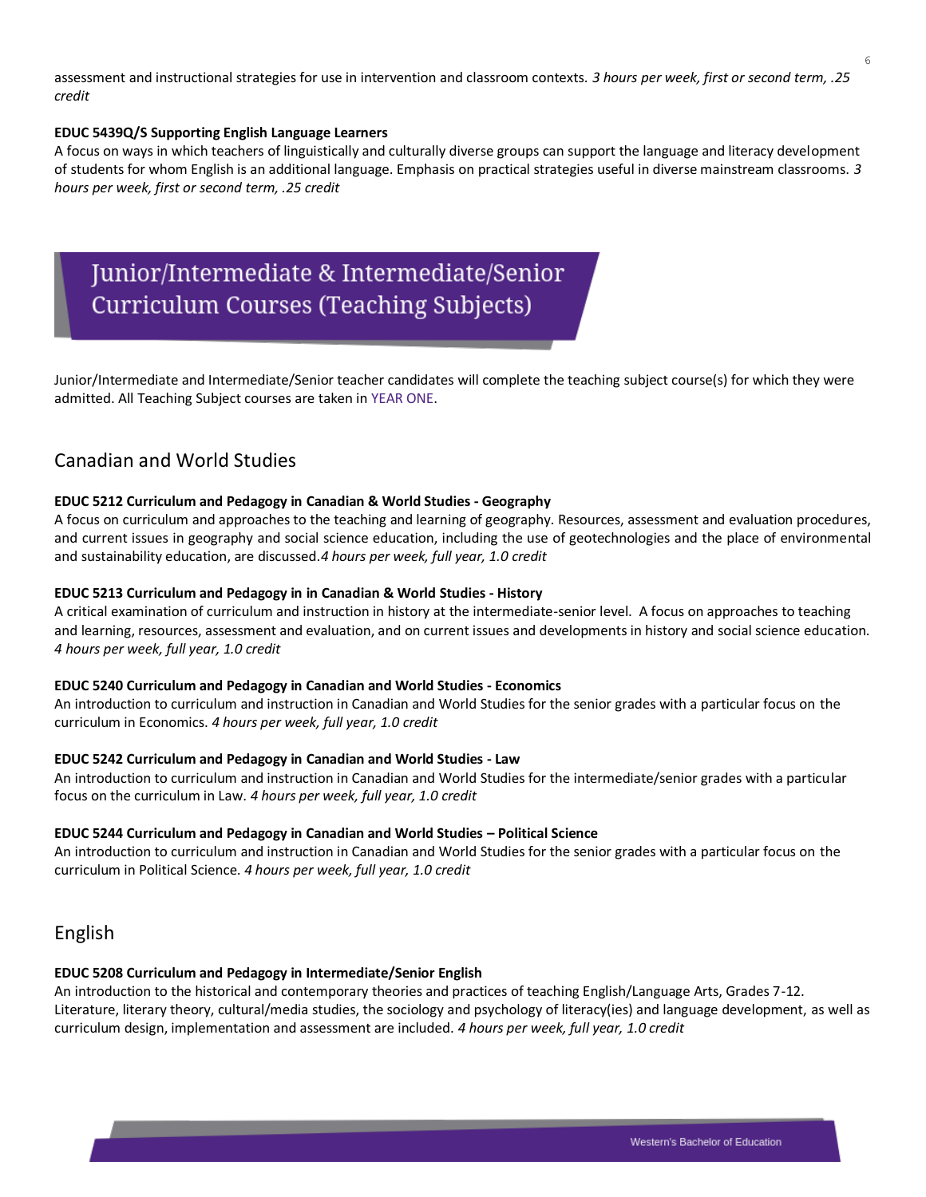assessment and instructional strategies for use in intervention and classroom contexts. *3 hours per week, first or second term, .25 credit*

**EDUC 5439Q/S Supporting English Language Learners**

A focus on ways in which teachers of linguistically and culturally diverse groups can support the language and literacy development of students for whom English is an additional language. Emphasis on practical strategies useful in diverse mainstream classrooms. *3 hours per week, first or second term, .25 credit*

# Junior/Intermediate & Intermediate/Senior Curriculum Courses (Teaching Subjects)

Junior/Intermediate and Intermediate/Senior teacher candidates will complete the teaching subject course(s) for which they were admitted. All Teaching Subject courses are taken in YEAR ONE.

## Canadian and World Studies

**EDUC 5212 Curriculum and Pedagogy in Canadian & World Studies - Geography**

A focus on curriculum and approaches to the teaching and learning of geography. Resources, assessment and evaluation procedures, and current issues in geography and social science education, including the use of geotechnologies and the place of environmental and sustainability education, are discussed.*4 hours per week, full year, 1.0 credit*

**EDUC 5213 Curriculum and Pedagogy in in Canadian & World Studies - History**

A critical examination of curriculum and instruction in history at the intermediate-senior level. A focus on approaches to teaching and learning, resources, assessment and evaluation, and on current issues and developments in history and social science education. *4 hours per week, full year, 1.0 credit*

**EDUC 5240 Curriculum and Pedagogy in Canadian and World Studies - Economics**

An introduction to curriculum and instruction in Canadian and World Studies for the senior grades with a particular focus on the curriculum in Economics. *4 hours per week, full year, 1.0 credit*

**EDUC 5242 Curriculum and Pedagogy in Canadian and World Studies - Law**

An introduction to curriculum and instruction in Canadian and World Studies for the intermediate/senior grades with a particular focus on the curriculum in Law. *4 hours per week, full year, 1.0 credit*

**EDUC 5244 Curriculum and Pedagogy in Canadian and World Studies – Political Science**

An introduction to curriculum and instruction in Canadian and World Studies for the senior grades with a particular focus on the curriculum in Political Science. *4 hours per week, full year, 1.0 credit*

## English

**EDUC 5208 Curriculum and Pedagogy in Intermediate/Senior English**

An introduction to the historical and contemporary theories and practices of teaching English/Language Arts, Grades 7-12. Literature, literary theory, cultural/media studies, the sociology and psychology of literacy(ies) and language development, as well as curriculum design, implementation and assessment are included. *4 hours per week, full year, 1.0 credit*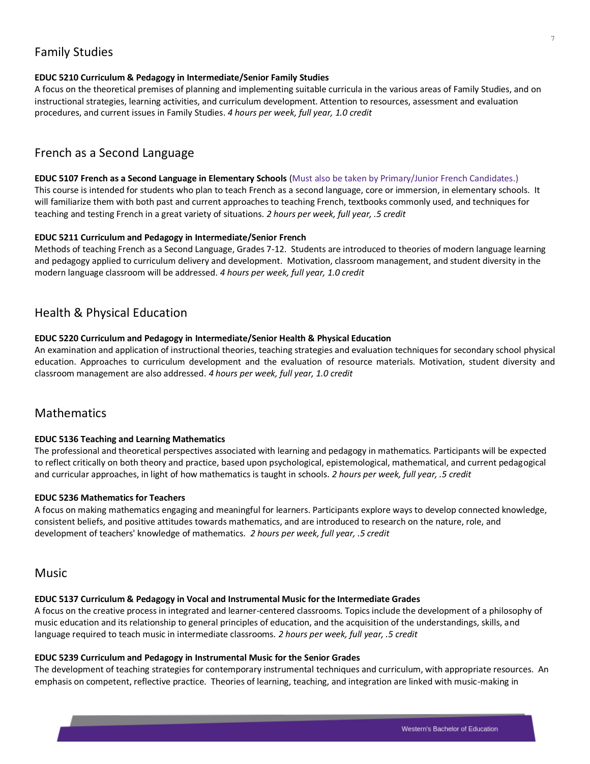## Family Studies

**EDUC 5210 Curriculum & Pedagogy in Intermediate/Senior Family Studies**
A focus on the theoretical premises of planning and implementing suitable curricula in the various areas of Family Studies, and on instructional strategies, learning activities, and curriculum development. Attention to resources, assessment and evaluation procedures, and current issues in Family Studies. *4 hours per week, full year, 1.0 credit*

## French as a Second Language

**EDUC 5107 French as a Second Language in Elementary Schools** (Must also be taken by Primary/Junior French Candidates.)
This course is intended for students who plan to teach French as a second language, core or immersion, in elementary schools. It will familiarize them with both past and current approaches to teaching French, textbooks commonly used, and techniques for teaching and testing French in a great variety of situations. *2 hours per week, full year, .5 credit*

**EDUC 5211 Curriculum and Pedagogy in Intermediate/Senior French**
Methods of teaching French as a Second Language, Grades 7-12. Students are introduced to theories of modern language learning and pedagogy applied to curriculum delivery and development. Motivation, classroom management, and student diversity in the modern language classroom will be addressed. *4 hours per week, full year, 1.0 credit*

## Health & Physical Education

**EDUC 5220 Curriculum and Pedagogy in Intermediate/Senior Health & Physical Education**
An examination and application of instructional theories, teaching strategies and evaluation techniques for secondary school physical education. Approaches to curriculum development and the evaluation of resource materials. Motivation, student diversity and classroom management are also addressed. *4 hours per week, full year, 1.0 credit*

## Mathematics

**EDUC 5136 Teaching and Learning Mathematics**
The professional and theoretical perspectives associated with learning and pedagogy in mathematics. Participants will be expected to reflect critically on both theory and practice, based upon psychological, epistemological, mathematical, and current pedagogical and curricular approaches, in light of how mathematics is taught in schools. *2 hours per week, full year, .5 credit*

**EDUC 5236 Mathematics for Teachers**
A focus on making mathematics engaging and meaningful for learners. Participants explore ways to develop connected knowledge, consistent beliefs, and positive attitudes towards mathematics, and are introduced to research on the nature, role, and development of teachers' knowledge of mathematics. *2 hours per week, full year, .5 credit*

## Music

**EDUC 5137 Curriculum & Pedagogy in Vocal and Instrumental Music for the Intermediate Grades**
A focus on the creative process in integrated and learner-centered classrooms. Topics include the development of a philosophy of music education and its relationship to general principles of education, and the acquisition of the understandings, skills, and language required to teach music in intermediate classrooms. *2 hours per week, full year, .5 credit*

**EDUC 5239 Curriculum and Pedagogy in Instrumental Music for the Senior Grades**
The development of teaching strategies for contemporary instrumental techniques and curriculum, with appropriate resources. An emphasis on competent, reflective practice. Theories of learning, teaching, and integration are linked with music-making in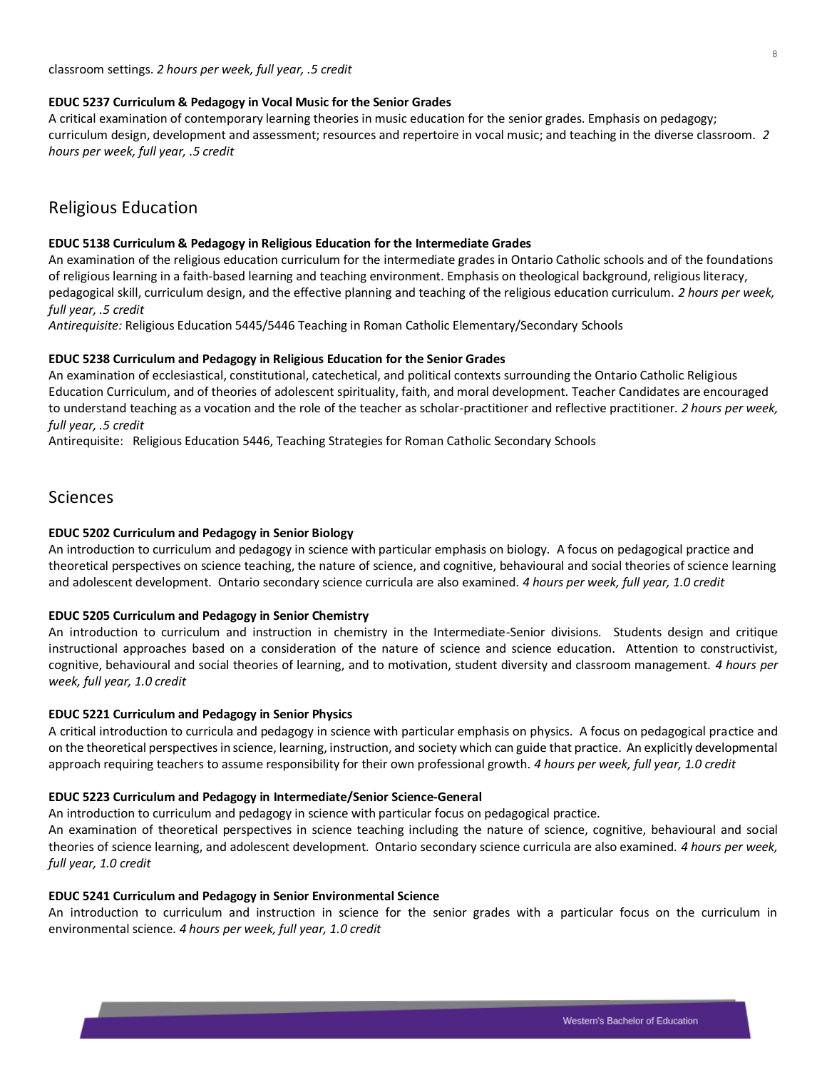classroom settings. *2 hours per week, full year, .5 credit*

**EDUC 5237 Curriculum & Pedagogy in Vocal Music for the Senior Grades**
A critical examination of contemporary learning theories in music education for the senior grades. Emphasis on pedagogy; curriculum design, development and assessment; resources and repertoire in vocal music; and teaching in the diverse classroom. *2 hours per week, full year, .5 credit*

## Religious Education

**EDUC 5138 Curriculum & Pedagogy in Religious Education for the Intermediate Grades**
An examination of the religious education curriculum for the intermediate grades in Ontario Catholic schools and of the foundations of religious learning in a faith-based learning and teaching environment. Emphasis on theological background, religious literacy, pedagogical skill, curriculum design, and the effective planning and teaching of the religious education curriculum. *2 hours per week, full year, .5 credit*
*Antirequisite:* Religious Education 5445/5446 Teaching in Roman Catholic Elementary/Secondary Schools

**EDUC 5238 Curriculum and Pedagogy in Religious Education for the Senior Grades**
An examination of ecclesiastical, constitutional, catechetical, and political contexts surrounding the Ontario Catholic Religious Education Curriculum, and of theories of adolescent spirituality, faith, and moral development. Teacher Candidates are encouraged to understand teaching as a vocation and the role of the teacher as scholar-practitioner and reflective practitioner. *2 hours per week, full year, .5 credit*
Antirequisite: Religious Education 5446, Teaching Strategies for Roman Catholic Secondary Schools

## Sciences

**EDUC 5202 Curriculum and Pedagogy in Senior Biology**
An introduction to curriculum and pedagogy in science with particular emphasis on biology. A focus on pedagogical practice and theoretical perspectives on science teaching, the nature of science, and cognitive, behavioural and social theories of science learning and adolescent development. Ontario secondary science curricula are also examined. *4 hours per week, full year, 1.0 credit*

**EDUC 5205 Curriculum and Pedagogy in Senior Chemistry**
An introduction to curriculum and instruction in chemistry in the Intermediate-Senior divisions. Students design and critique instructional approaches based on a consideration of the nature of science and science education. Attention to constructivist, cognitive, behavioural and social theories of learning, and to motivation, student diversity and classroom management. *4 hours per week, full year, 1.0 credit*

**EDUC 5221 Curriculum and Pedagogy in Senior Physics**
A critical introduction to curricula and pedagogy in science with particular emphasis on physics. A focus on pedagogical practice and on the theoretical perspectives in science, learning, instruction, and society which can guide that practice. An explicitly developmental approach requiring teachers to assume responsibility for their own professional growth. *4 hours per week, full year, 1.0 credit*

**EDUC 5223 Curriculum and Pedagogy in Intermediate/Senior Science-General**
An introduction to curriculum and pedagogy in science with particular focus on pedagogical practice.
An examination of theoretical perspectives in science teaching including the nature of science, cognitive, behavioural and social theories of science learning, and adolescent development. Ontario secondary science curricula are also examined. *4 hours per week, full year, 1.0 credit*

**EDUC 5241 Curriculum and Pedagogy in Senior Environmental Science**
An introduction to curriculum and instruction in science for the senior grades with a particular focus on the curriculum in environmental science. *4 hours per week, full year, 1.0 credit*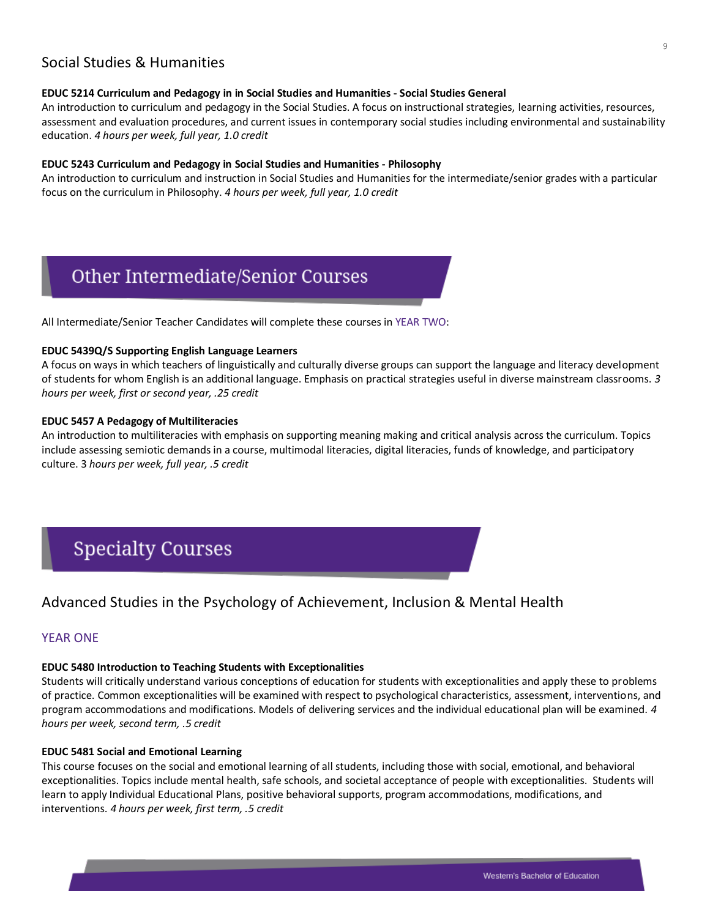## Social Studies & Humanities

**EDUC 5214 Curriculum and Pedagogy in in Social Studies and Humanities - Social Studies General**
An introduction to curriculum and pedagogy in the Social Studies. A focus on instructional strategies, learning activities, resources, assessment and evaluation procedures, and current issues in contemporary social studies including environmental and sustainability education. *4 hours per week, full year, 1.0 credit*

**EDUC 5243 Curriculum and Pedagogy in Social Studies and Humanities - Philosophy**
An introduction to curriculum and instruction in Social Studies and Humanities for the intermediate/senior grades with a particular focus on the curriculum in Philosophy. *4 hours per week, full year, 1.0 credit*

# Other Intermediate/Senior Courses

All Intermediate/Senior Teacher Candidates will complete these courses in YEAR TWO:

**EDUC 5439Q/S Supporting English Language Learners**
A focus on ways in which teachers of linguistically and culturally diverse groups can support the language and literacy development of students for whom English is an additional language. Emphasis on practical strategies useful in diverse mainstream classrooms. *3 hours per week, first or second year, .25 credit*

**EDUC 5457 A Pedagogy of Multiliteracies**
An introduction to multiliteracies with emphasis on supporting meaning making and critical analysis across the curriculum. Topics include assessing semiotic demands in a course, multimodal literacies, digital literacies, funds of knowledge, and participatory culture. 3 *hours per week, full year, .5 credit*

# Specialty Courses

## Advanced Studies in the Psychology of Achievement, Inclusion & Mental Health

### YEAR ONE

**EDUC 5480 Introduction to Teaching Students with Exceptionalities**
Students will critically understand various conceptions of education for students with exceptionalities and apply these to problems of practice. Common exceptionalities will be examined with respect to psychological characteristics, assessment, interventions, and program accommodations and modifications. Models of delivering services and the individual educational plan will be examined. *4 hours per week, second term, .5 credit*

**EDUC 5481 Social and Emotional Learning**
This course focuses on the social and emotional learning of all students, including those with social, emotional, and behavioral exceptionalities. Topics include mental health, safe schools, and societal acceptance of people with exceptionalities. Students will learn to apply Individual Educational Plans, positive behavioral supports, program accommodations, modifications, and interventions. *4 hours per week, first term, .5 credit*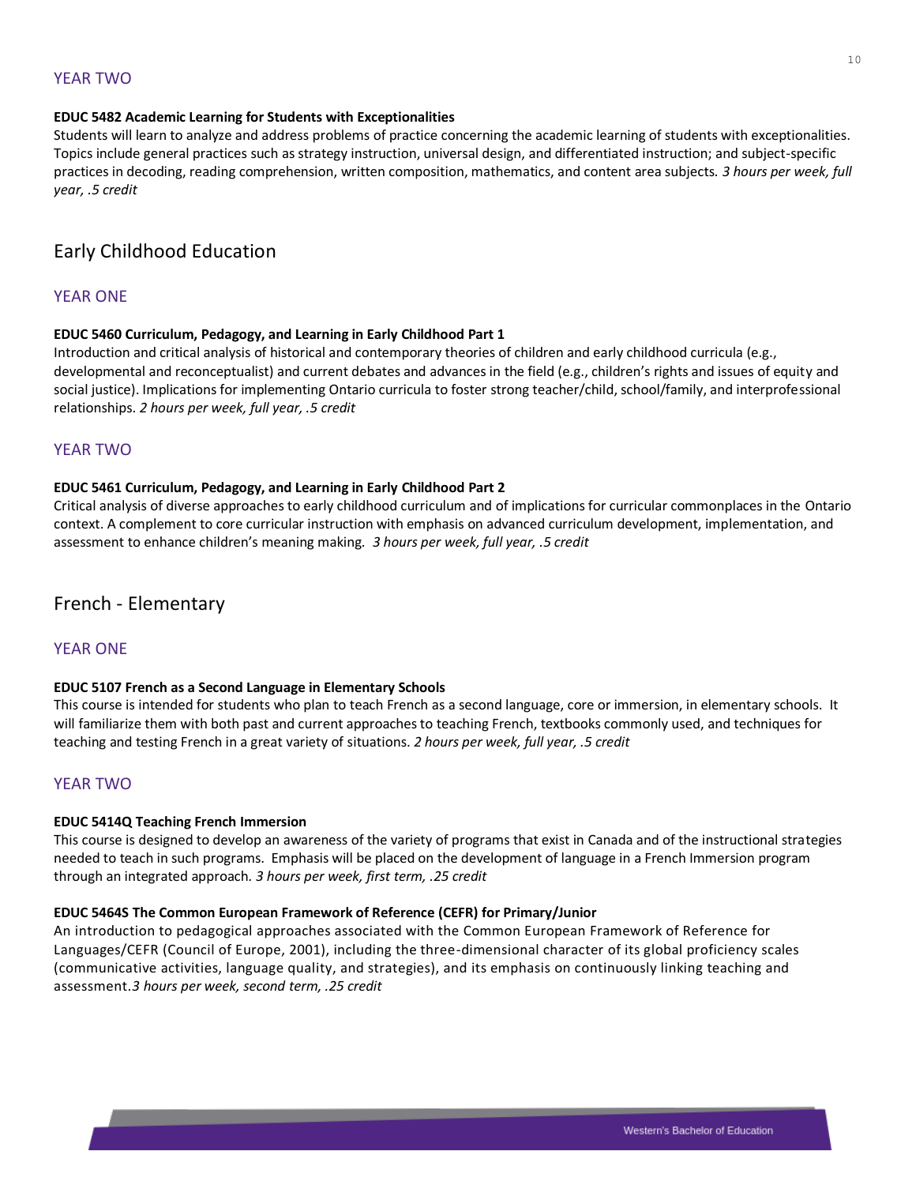### YEAR TWO

**EDUC 5482 Academic Learning for Students with Exceptionalities**
Students will learn to analyze and address problems of practice concerning the academic learning of students with exceptionalities. Topics include general practices such as strategy instruction, universal design, and differentiated instruction; and subject-specific practices in decoding, reading comprehension, written composition, mathematics, and content area subjects. *3 hours per week, full year, .5 credit*

## Early Childhood Education

### YEAR ONE

**EDUC 5460 Curriculum, Pedagogy, and Learning in Early Childhood Part 1**
Introduction and critical analysis of historical and contemporary theories of children and early childhood curricula (e.g., developmental and reconceptualist) and current debates and advances in the field (e.g., children's rights and issues of equity and social justice). Implications for implementing Ontario curricula to foster strong teacher/child, school/family, and interprofessional relationships. *2 hours per week, full year, .5 credit*

### YEAR TWO

**EDUC 5461 Curriculum, Pedagogy, and Learning in Early Childhood Part 2**
Critical analysis of diverse approaches to early childhood curriculum and of implications for curricular commonplaces in the Ontario context. A complement to core curricular instruction with emphasis on advanced curriculum development, implementation, and assessment to enhance children's meaning making. *3 hours per week, full year, .5 credit*

## French - Elementary

### YEAR ONE

**EDUC 5107 French as a Second Language in Elementary Schools**
This course is intended for students who plan to teach French as a second language, core or immersion, in elementary schools. It will familiarize them with both past and current approaches to teaching French, textbooks commonly used, and techniques for teaching and testing French in a great variety of situations. *2 hours per week, full year, .5 credit*

### YEAR TWO

**EDUC 5414Q Teaching French Immersion**
This course is designed to develop an awareness of the variety of programs that exist in Canada and of the instructional strategies needed to teach in such programs. Emphasis will be placed on the development of language in a French Immersion program through an integrated approach. *3 hours per week, first term, .25 credit*

**EDUC 5464S The Common European Framework of Reference (CEFR) for Primary/Junior**
An introduction to pedagogical approaches associated with the Common European Framework of Reference for Languages/CEFR (Council of Europe, 2001), including the three-dimensional character of its global proficiency scales (communicative activities, language quality, and strategies), and its emphasis on continuously linking teaching and assessment.*3 hours per week, second term, .25 credit*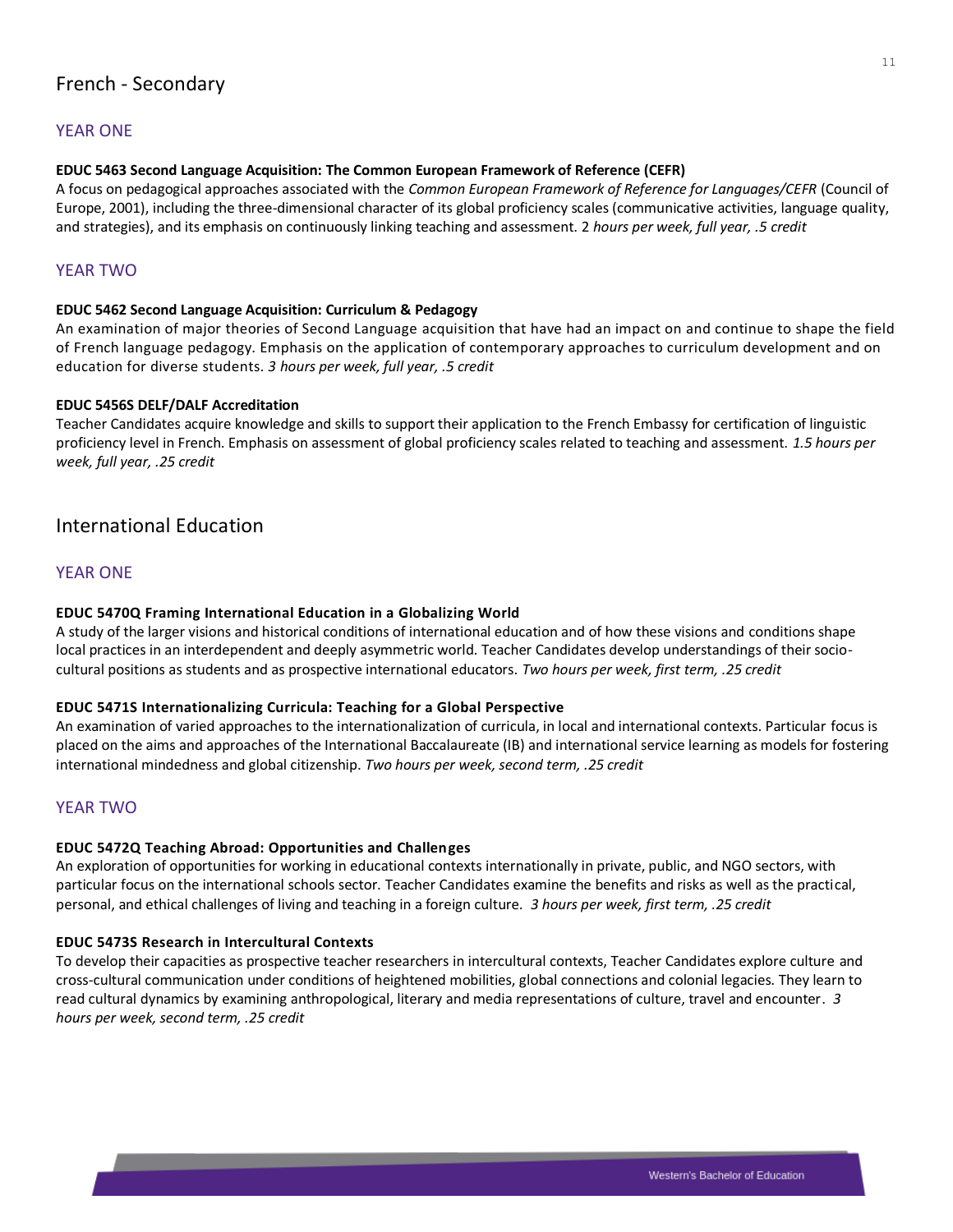## French - Secondary

### YEAR ONE

**EDUC 5463 Second Language Acquisition: The Common European Framework of Reference (CEFR)**
A focus on pedagogical approaches associated with the *Common European Framework of Reference for Languages/CEFR* (Council of Europe, 2001), including the three-dimensional character of its global proficiency scales (communicative activities, language quality, and strategies), and its emphasis on continuously linking teaching and assessment. 2 *hours per week, full year, .5 credit*

### YEAR TWO

**EDUC 5462 Second Language Acquisition: Curriculum & Pedagogy**
An examination of major theories of Second Language acquisition that have had an impact on and continue to shape the field of French language pedagogy. Emphasis on the application of contemporary approaches to curriculum development and on education for diverse students. *3 hours per week, full year, .5 credit*

**EDUC 5456S DELF/DALF Accreditation**
Teacher Candidates acquire knowledge and skills to support their application to the French Embassy for certification of linguistic proficiency level in French. Emphasis on assessment of global proficiency scales related to teaching and assessment. *1.5 hours per week, full year, .25 credit*

## International Education

### YEAR ONE

**EDUC 5470Q Framing International Education in a Globalizing World**
A study of the larger visions and historical conditions of international education and of how these visions and conditions shape local practices in an interdependent and deeply asymmetric world. Teacher Candidates develop understandings of their socio-cultural positions as students and as prospective international educators. *Two hours per week, first term, .25 credit*

**EDUC 5471S Internationalizing Curricula: Teaching for a Global Perspective**
An examination of varied approaches to the internationalization of curricula, in local and international contexts. Particular focus is placed on the aims and approaches of the International Baccalaureate (IB) and international service learning as models for fostering international mindedness and global citizenship. *Two hours per week, second term, .25 credit*

### YEAR TWO

**EDUC 5472Q Teaching Abroad: Opportunities and Challenges**
An exploration of opportunities for working in educational contexts internationally in private, public, and NGO sectors, with particular focus on the international schools sector. Teacher Candidates examine the benefits and risks as well as the practical, personal, and ethical challenges of living and teaching in a foreign culture. *3 hours per week, first term, .25 credit*

**EDUC 5473S Research in Intercultural Contexts**
To develop their capacities as prospective teacher researchers in intercultural contexts, Teacher Candidates explore culture and cross-cultural communication under conditions of heightened mobilities, global connections and colonial legacies. They learn to read cultural dynamics by examining anthropological, literary and media representations of culture, travel and encounter. *3 hours per week, second term, .25 credit*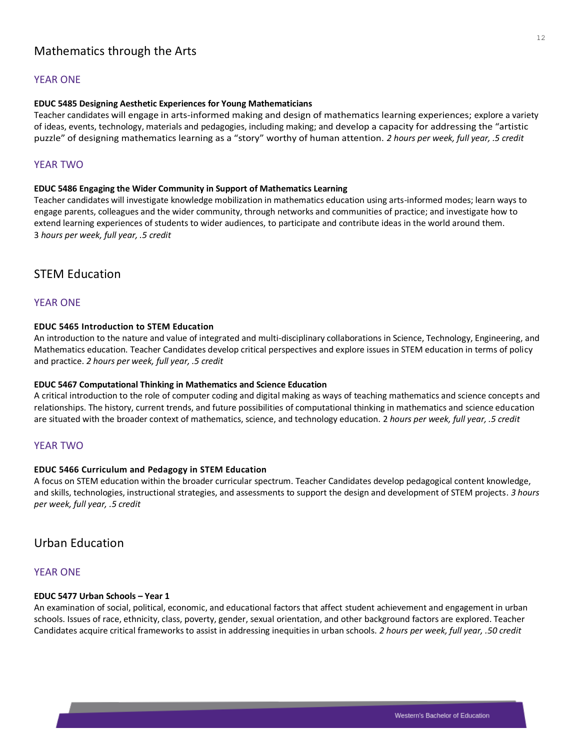## Mathematics through the Arts

### YEAR ONE

**EDUC 5485 Designing Aesthetic Experiences for Young Mathematicians**
Teacher candidates will engage in arts-informed making and design of mathematics learning experiences; explore a variety of ideas, events, technology, materials and pedagogies, including making; and develop a capacity for addressing the "artistic puzzle" of designing mathematics learning as a "story" worthy of human attention. *2 hours per week, full year, .5 credit*

### YEAR TWO

**EDUC 5486 Engaging the Wider Community in Support of Mathematics Learning**
Teacher candidates will investigate knowledge mobilization in mathematics education using arts-informed modes; learn ways to engage parents, colleagues and the wider community, through networks and communities of practice; and investigate how to extend learning experiences of students to wider audiences, to participate and contribute ideas in the world around them.
3 *hours per week, full year, .5 credit*

## STEM Education

### YEAR ONE

**EDUC 5465 Introduction to STEM Education**
An introduction to the nature and value of integrated and multi-disciplinary collaborations in Science, Technology, Engineering, and Mathematics education. Teacher Candidates develop critical perspectives and explore issues in STEM education in terms of policy and practice. *2 hours per week, full year, .5 credit*

**EDUC 5467 Computational Thinking in Mathematics and Science Education**
A critical introduction to the role of computer coding and digital making as ways of teaching mathematics and science concepts and relationships. The history, current trends, and future possibilities of computational thinking in mathematics and science education are situated with the broader context of mathematics, science, and technology education. 2 *hours per week, full year, .5 credit*

### YEAR TWO

**EDUC 5466 Curriculum and Pedagogy in STEM Education**
A focus on STEM education within the broader curricular spectrum. Teacher Candidates develop pedagogical content knowledge, and skills, technologies, instructional strategies, and assessments to support the design and development of STEM projects. *3 hours per week, full year, .5 credit*

## Urban Education

### YEAR ONE

**EDUC 5477 Urban Schools – Year 1**
An examination of social, political, economic, and educational factors that affect student achievement and engagement in urban schools. Issues of race, ethnicity, class, poverty, gender, sexual orientation, and other background factors are explored. Teacher Candidates acquire critical frameworks to assist in addressing inequities in urban schools. *2 hours per week, full year, .50 credit*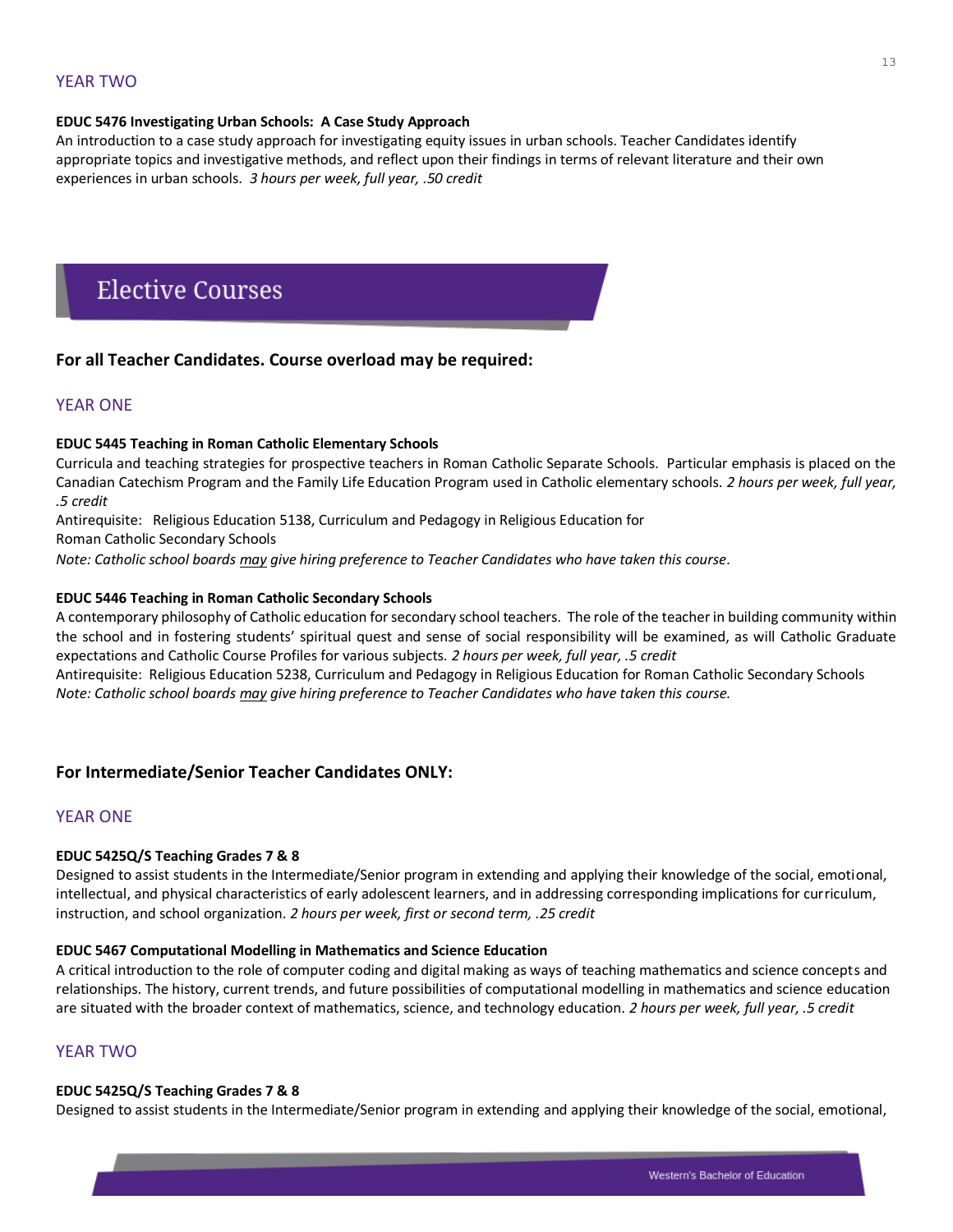## YEAR TWO

**EDUC 5476 Investigating Urban Schools: A Case Study Approach**
An introduction to a case study approach for investigating equity issues in urban schools. Teacher Candidates identify appropriate topics and investigative methods, and reflect upon their findings in terms of relevant literature and their own experiences in urban schools. *3 hours per week, full year, .50 credit*

# Elective Courses

### For all Teacher Candidates. Course overload may be required:

## YEAR ONE

**EDUC 5445 Teaching in Roman Catholic Elementary Schools**
Curricula and teaching strategies for prospective teachers in Roman Catholic Separate Schools. Particular emphasis is placed on the Canadian Catechism Program and the Family Life Education Program used in Catholic elementary schools. *2 hours per week, full year, .5 credit*
Antirequisite: Religious Education 5138, Curriculum and Pedagogy in Religious Education for Roman Catholic Secondary Schools
*Note: Catholic school boards may give hiring preference to Teacher Candidates who have taken this course.*

**EDUC 5446 Teaching in Roman Catholic Secondary Schools**
A contemporary philosophy of Catholic education for secondary school teachers. The role of the teacher in building community within the school and in fostering students' spiritual quest and sense of social responsibility will be examined, as will Catholic Graduate expectations and Catholic Course Profiles for various subjects. *2 hours per week, full year, .5 credit*
Antirequisite: Religious Education 5238, Curriculum and Pedagogy in Religious Education for Roman Catholic Secondary Schools
*Note: Catholic school boards may give hiring preference to Teacher Candidates who have taken this course.*

### For Intermediate/Senior Teacher Candidates ONLY:

## YEAR ONE

**EDUC 5425Q/S Teaching Grades 7 & 8**
Designed to assist students in the Intermediate/Senior program in extending and applying their knowledge of the social, emotional, intellectual, and physical characteristics of early adolescent learners, and in addressing corresponding implications for curriculum, instruction, and school organization. *2 hours per week, first or second term, .25 credit*

**EDUC 5467 Computational Modelling in Mathematics and Science Education**
A critical introduction to the role of computer coding and digital making as ways of teaching mathematics and science concepts and relationships. The history, current trends, and future possibilities of computational modelling in mathematics and science education are situated with the broader context of mathematics, science, and technology education. *2 hours per week, full year, .5 credit*

## YEAR TWO

**EDUC 5425Q/S Teaching Grades 7 & 8**
Designed to assist students in the Intermediate/Senior program in extending and applying their knowledge of the social, emotional,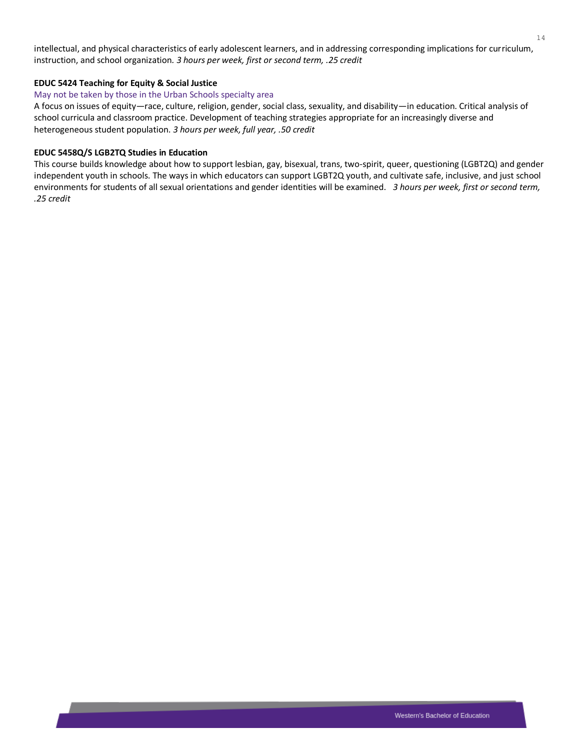intellectual, and physical characteristics of early adolescent learners, and in addressing corresponding implications for curriculum, instruction, and school organization. *3 hours per week, first or second term, .25 credit*

**EDUC 5424 Teaching for Equity & Social Justice**

May not be taken by those in the Urban Schools specialty area

A focus on issues of equity—race, culture, religion, gender, social class, sexuality, and disability—in education. Critical analysis of school curricula and classroom practice. Development of teaching strategies appropriate for an increasingly diverse and heterogeneous student population. *3 hours per week, full year, .50 credit*

**EDUC 5458Q/S LGB2TQ Studies in Education**

This course builds knowledge about how to support lesbian, gay, bisexual, trans, two-spirit, queer, questioning (LGBT2Q) and gender independent youth in schools. The ways in which educators can support LGBT2Q youth, and cultivate safe, inclusive, and just school environments for students of all sexual orientations and gender identities will be examined. *3 hours per week, first or second term, .25 credit*